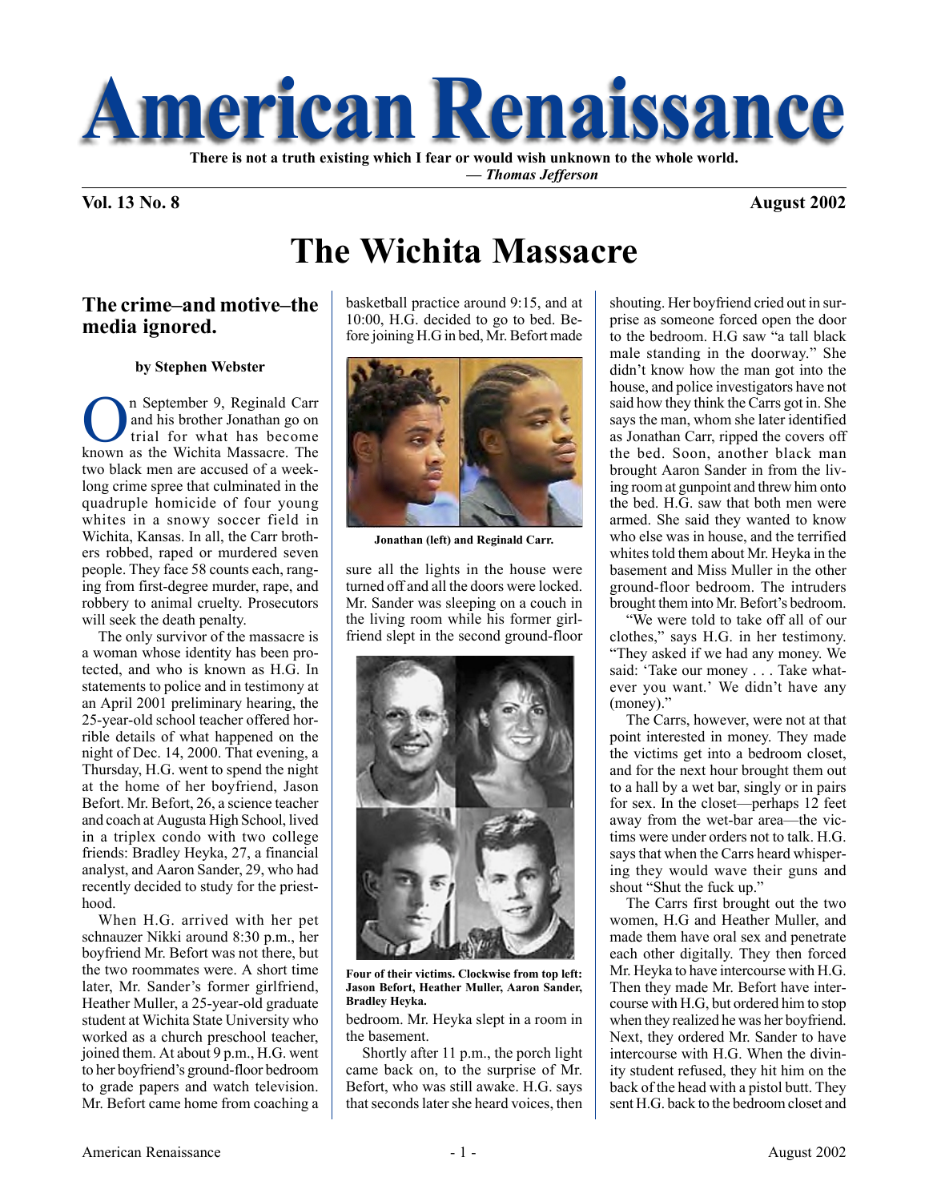# American Renaissance

**There is not a truth existing which I fear or would wish unknown to the whole world.**
***— Thomas Jefferson***

**Vol. 13 No. 8** **August 2002**

# The Wichita Massacre

## The crime–and motive–the media ignored.

**by Stephen Webster**

On September 9, Reginald Carr and his brother Jonathan go on trial for what has become known as the Wichita Massacre. The two black men are accused of a week-long crime spree that culminated in the quadruple homicide of four young whites in a snowy soccer field in Wichita, Kansas. In all, the Carr brothers robbed, raped or murdered seven people. They face 58 counts each, ranging from first-degree murder, rape, and robbery to animal cruelty. Prosecutors will seek the death penalty.

The only survivor of the massacre is a woman whose identity has been protected, and who is known as H.G. In statements to police and in testimony at an April 2001 preliminary hearing, the 25-year-old school teacher offered horrible details of what happened on the night of Dec. 14, 2000. That evening, a Thursday, H.G. went to spend the night at the home of her boyfriend, Jason Befort. Mr. Befort, 26, a science teacher and coach at Augusta High School, lived in a triplex condo with two college friends: Bradley Heyka, 27, a financial analyst, and Aaron Sander, 29, who had recently decided to study for the priesthood.

When H.G. arrived with her pet schnauzer Nikki around 8:30 p.m., her boyfriend Mr. Befort was not there, but the two roommates were. A short time later, Mr. Sander's former girlfriend, Heather Muller, a 25-year-old graduate student at Wichita State University who worked as a church preschool teacher, joined them. At about 9 p.m., H.G. went to her boyfriend's ground-floor bedroom to grade papers and watch television. Mr. Befort came home from coaching a basketball practice around 9:15, and at 10:00, H.G. decided to go to bed. Before joining H.G in bed, Mr. Befort made sure all the lights in the house were turned off and all the doors were locked. Mr. Sander was sleeping on a couch in the living room while his former girlfriend slept in the second ground-floor bedroom. Mr. Heyka slept in a room in the basement.

Jonathan (left) and Reginald Carr.

Four of their victims. Clockwise from top left: Jason Befort, Heather Muller, Aaron Sander, Bradley Heyka.

Shortly after 11 p.m., the porch light came back on, to the surprise of Mr. Befort, who was still awake. H.G. says that seconds later she heard voices, then shouting. Her boyfriend cried out in surprise as someone forced open the door to the bedroom. H.G saw "a tall black male standing in the doorway." She didn't know how the man got into the house, and police investigators have not said how they think the Carrs got in. She says the man, whom she later identified as Jonathan Carr, ripped the covers off the bed. Soon, another black man brought Aaron Sander in from the living room at gunpoint and threw him onto the bed. H.G. saw that both men were armed. She said they wanted to know who else was in house, and the terrified whites told them about Mr. Heyka in the basement and Miss Muller in the other ground-floor bedroom. The intruders brought them into Mr. Befort's bedroom.

"We were told to take off all of our clothes," says H.G. in her testimony. "They asked if we had any money. We said: 'Take our money . . . Take whatever you want.' We didn't have any (money)."

The Carrs, however, were not at that point interested in money. They made the victims get into a bedroom closet, and for the next hour brought them out to a hall by a wet bar, singly or in pairs for sex. In the closet—perhaps 12 feet away from the wet-bar area—the victims were under orders not to talk. H.G. says that when the Carrs heard whispering they would wave their guns and shout "Shut the fuck up."

The Carrs first brought out the two women, H.G and Heather Muller, and made them have oral sex and penetrate each other digitally. They then forced Mr. Heyka to have intercourse with H.G. Then they made Mr. Befort have intercourse with H.G, but ordered him to stop when they realized he was her boyfriend. Next, they ordered Mr. Sander to have intercourse with H.G. When the divinity student refused, they hit him on the back of the head with a pistol butt. They sent H.G. back to the bedroom closet and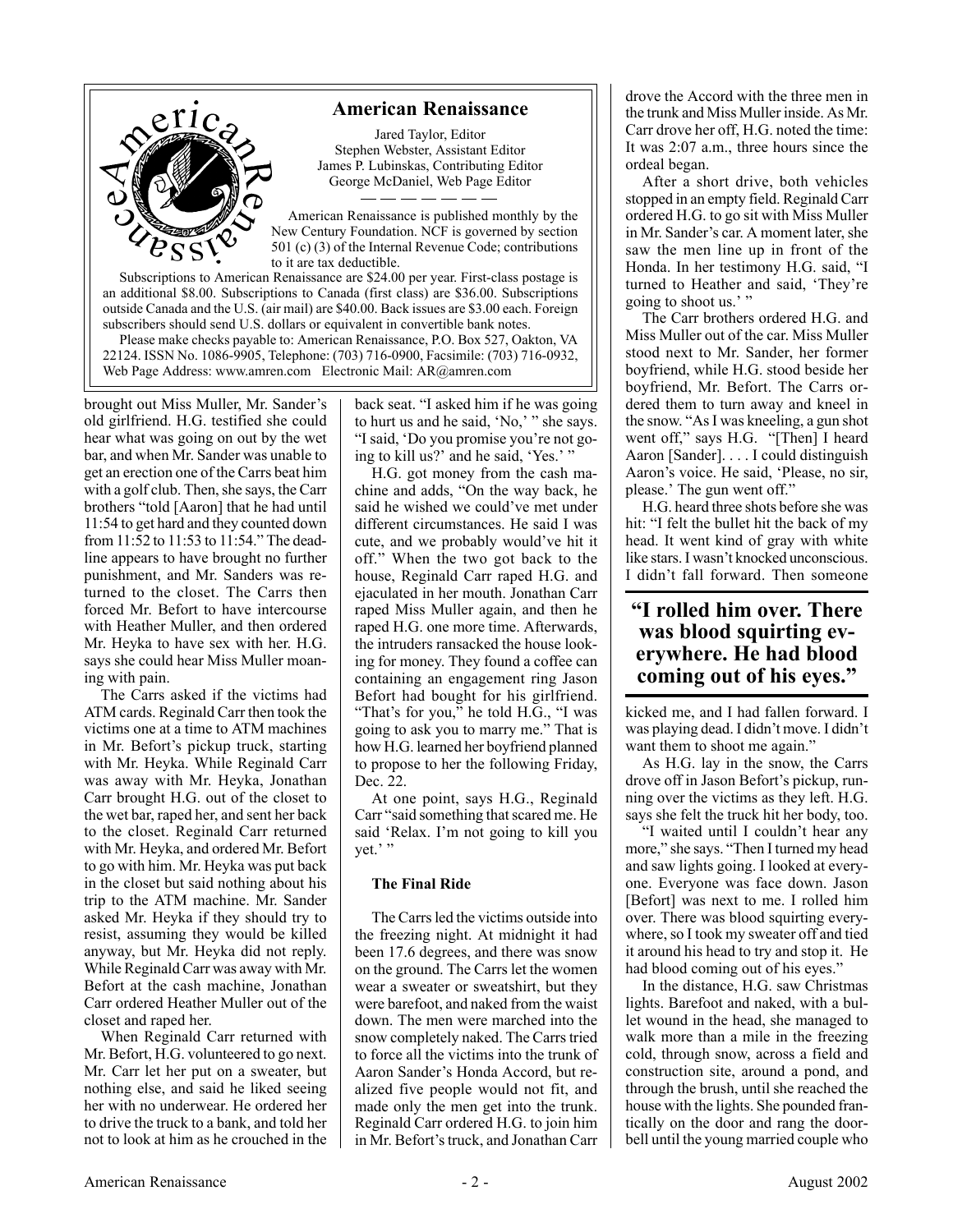## American Renaissance

Jared Taylor, Editor
Stephen Webster, Assistant Editor
James P. Lubinskas, Contributing Editor
George McDaniel, Web Page Editor

— — — — — — —

American Renaissance is published monthly by the New Century Foundation. NCF is governed by section 501 (c) (3) of the Internal Revenue Code; contributions to it are tax deductible.

Subscriptions to American Renaissance are $24.00 per year. First-class postage is an additional $8.00. Subscriptions to Canada (first class) are $36.00. Subscriptions outside Canada and the U.S. (air mail) are $40.00. Back issues are $3.00 each. Foreign subscribers should send U.S. dollars or equivalent in convertible bank notes.

Please make checks payable to: American Renaissance, P.O. Box 527, Oakton, VA 22124. ISSN No. 1086-9905, Telephone: (703) 716-0900, Facsimile: (703) 716-0932, Web Page Address: www.amren.com Electronic Mail: AR@amren.com

---

brought out Miss Muller, Mr. Sander's old girlfriend. H.G. testified she could hear what was going on out by the wet bar, and when Mr. Sander was unable to get an erection one of the Carrs beat him with a golf club. Then, she says, the Carr brothers "told [Aaron] that he had until 11:54 to get hard and they counted down from 11:52 to 11:53 to 11:54." The deadline appears to have brought no further punishment, and Mr. Sanders was returned to the closet. The Carrs then forced Mr. Befort to have intercourse with Heather Muller, and then ordered Mr. Heyka to have sex with her. H.G. says she could hear Miss Muller moaning with pain.

The Carrs asked if the victims had ATM cards. Reginald Carr then took the victims one at a time to ATM machines in Mr. Befort's pickup truck, starting with Mr. Heyka. While Reginald Carr was away with Mr. Heyka, Jonathan Carr brought H.G. out of the closet to the wet bar, raped her, and sent her back to the closet. Reginald Carr returned with Mr. Heyka, and ordered Mr. Befort to go with him. Mr. Heyka was put back in the closet but said nothing about his trip to the ATM machine. Mr. Sander asked Mr. Heyka if they should try to resist, assuming they would be killed anyway, but Mr. Heyka did not reply. While Reginald Carr was away with Mr. Befort at the cash machine, Jonathan Carr ordered Heather Muller out of the closet and raped her.

When Reginald Carr returned with Mr. Befort, H.G. volunteered to go next. Mr. Carr let her put on a sweater, but nothing else, and said he liked seeing her with no underwear. He ordered her to drive the truck to a bank, and told her not to look at him as he crouched in the back seat. "I asked him if he was going to hurt us and he said, 'No,' " she says. "I said, 'Do you promise you're not going to kill us?' and he said, 'Yes.' "

H.G. got money from the cash machine and adds, "On the way back, he said he wished we could've met under different circumstances. He said I was cute, and we probably would've hit it off." When the two got back to the house, Reginald Carr raped H.G. and ejaculated in her mouth. Jonathan Carr raped Miss Muller again, and then he raped H.G. one more time. Afterwards, the intruders ransacked the house looking for money. They found a coffee can containing an engagement ring Jason Befort had bought for his girlfriend. "That's for you," he told H.G., "I was going to ask you to marry me." That is how H.G. learned her boyfriend planned to propose to her the following Friday, Dec. 22.

At one point, says H.G., Reginald Carr "said something that scared me. He said 'Relax. I'm not going to kill you yet.' "

### The Final Ride

The Carrs led the victims outside into the freezing night. At midnight it had been 17.6 degrees, and there was snow on the ground. The Carrs let the women wear a sweater or sweatshirt, but they were barefoot, and naked from the waist down. The men were marched into the snow completely naked. The Carrs tried to force all the victims into the trunk of Aaron Sander's Honda Accord, but realized five people would not fit, and made only the men get into the trunk. Reginald Carr ordered H.G. to join him in Mr. Befort's truck, and Jonathan Carr drove the Accord with the three men in the trunk and Miss Muller inside. As Mr. Carr drove her off, H.G. noted the time: It was 2:07 a.m., three hours since the ordeal began.

After a short drive, both vehicles stopped in an empty field. Reginald Carr ordered H.G. to go sit with Miss Muller in Mr. Sander's car. A moment later, she saw the men line up in front of the Honda. In her testimony H.G. said, "I turned to Heather and said, 'They're going to shoot us.' "

The Carr brothers ordered H.G. and Miss Muller out of the car. Miss Muller stood next to Mr. Sander, her former boyfriend, while H.G. stood beside her boyfriend, Mr. Befort. The Carrs ordered them to turn away and kneel in the snow. "As I was kneeling, a gun shot went off," says H.G. "[Then] I heard Aaron [Sander]. . . . I could distinguish Aaron's voice. He said, 'Please, no sir, please.' The gun went off."

H.G. heard three shots before she was hit: "I felt the bullet hit the back of my head. It went kind of gray with white like stars. I wasn't knocked unconscious. I didn't fall forward. Then someone kicked me, and I had fallen forward. I was playing dead. I didn't move. I didn't want them to shoot me again."

> **"I rolled him over. There was blood squirting everywhere. He had blood coming out of his eyes."**

As H.G. lay in the snow, the Carrs drove off in Jason Befort's pickup, running over the victims as they left. H.G. says she felt the truck hit her body, too.

"I waited until I couldn't hear any more," she says. "Then I turned my head and saw lights going. I looked at everyone. Everyone was face down. Jason [Befort] was next to me. I rolled him over. There was blood squirting everywhere, so I took my sweater off and tied it around his head to try and stop it. He had blood coming out of his eyes."

In the distance, H.G. saw Christmas lights. Barefoot and naked, with a bullet wound in the head, she managed to walk more than a mile in the freezing cold, through snow, across a field and construction site, around a pond, and through the brush, until she reached the house with the lights. She pounded frantically on the door and rang the doorbell until the young married couple who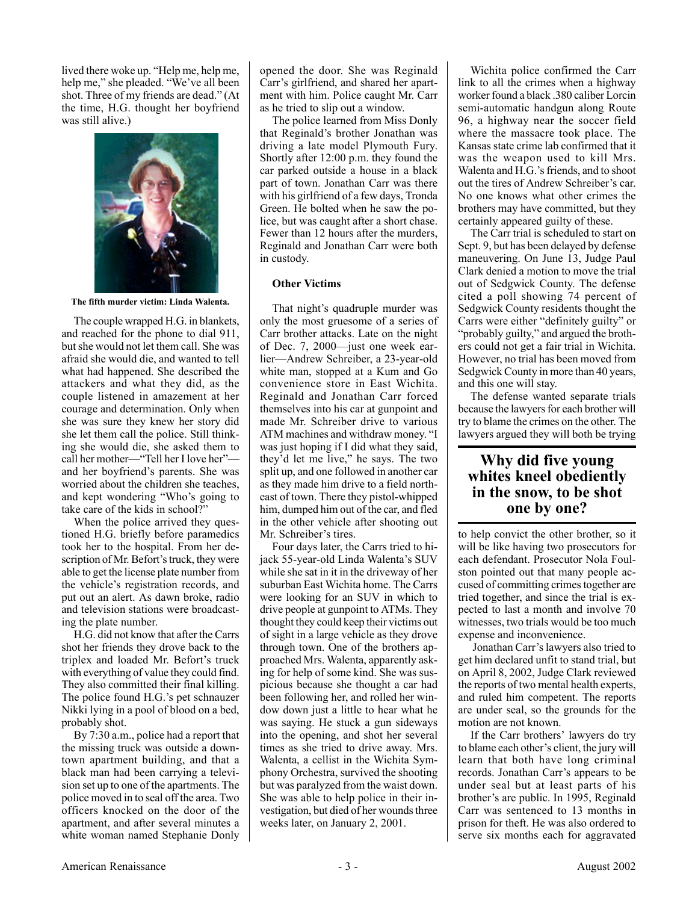lived there woke up. "Help me, help me, help me," she pleaded. "We've all been shot. Three of my friends are dead." (At the time, H.G. thought her boyfriend was still alive.)

**The fifth murder victim: Linda Walenta.**

The couple wrapped H.G. in blankets, and reached for the phone to dial 911, but she would not let them call. She was afraid she would die, and wanted to tell what had happened. She described the attackers and what they did, as the couple listened in amazement at her courage and determination. Only when she was sure they knew her story did she let them call the police. Still thinking she would die, she asked them to call her mother—"Tell her I love her"—and her boyfriend's parents. She was worried about the children she teaches, and kept wondering "Who's going to take care of the kids in school?"

When the police arrived they questioned H.G. briefly before paramedics took her to the hospital. From her description of Mr. Befort's truck, they were able to get the license plate number from the vehicle's registration records, and put out an alert. As dawn broke, radio and television stations were broadcasting the plate number.

H.G. did not know that after the Carrs shot her friends they drove back to the triplex and loaded Mr. Befort's truck with everything of value they could find. They also committed their final killing. The police found H.G.'s pet schnauzer Nikki lying in a pool of blood on a bed, probably shot.

By 7:30 a.m., police had a report that the missing truck was outside a downtown apartment building, and that a black man had been carrying a television set up to one of the apartments. The police moved in to seal off the area. Two officers knocked on the door of the apartment, and after several minutes a white woman named Stephanie Donly opened the door. She was Reginald Carr's girlfriend, and shared her apartment with him. Police caught Mr. Carr as he tried to slip out a window.

The police learned from Miss Donly that Reginald's brother Jonathan was driving a late model Plymouth Fury. Shortly after 12:00 p.m. they found the car parked outside a house in a black part of town. Jonathan Carr was there with his girlfriend of a few days, Tronda Green. He bolted when he saw the police, but was caught after a short chase. Fewer than 12 hours after the murders, Reginald and Jonathan Carr were both in custody.

**Other Victims**

That night's quadruple murder was only the most gruesome of a series of Carr brother attacks. Late on the night of Dec. 7, 2000—just one week earlier—Andrew Schreiber, a 23-year-old white man, stopped at a Kum and Go convenience store in East Wichita. Reginald and Jonathan Carr forced themselves into his car at gunpoint and made Mr. Schreiber drive to various ATM machines and withdraw money. "I was just hoping if I did what they said, they'd let me live," he says. The two split up, and one followed in another car as they made him drive to a field northeast of town. There they pistol-whipped him, dumped him out of the car, and fled in the other vehicle after shooting out Mr. Schreiber's tires.

Four days later, the Carrs tried to hijack 55-year-old Linda Walenta's SUV while she sat in it in the driveway of her suburban East Wichita home. The Carrs were looking for an SUV in which to drive people at gunpoint to ATMs. They thought they could keep their victims out of sight in a large vehicle as they drove through town. One of the brothers approached Mrs. Walenta, apparently asking for help of some kind. She was suspicious because she thought a car had been following her, and rolled her window down just a little to hear what he was saying. He stuck a gun sideways into the opening, and shot her several times as she tried to drive away. Mrs. Walenta, a cellist in the Wichita Symphony Orchestra, survived the shooting but was paralyzed from the waist down. She was able to help police in their investigation, but died of her wounds three weeks later, on January 2, 2001.

Wichita police confirmed the Carr link to all the crimes when a highway worker found a black .380 caliber Lorcin semi-automatic handgun along Route 96, a highway near the soccer field where the massacre took place. The Kansas state crime lab confirmed that it was the weapon used to kill Mrs. Walenta and H.G.'s friends, and to shoot out the tires of Andrew Schreiber's car. No one knows what other crimes the brothers may have committed, but they certainly appeared guilty of these.

The Carr trial is scheduled to start on Sept. 9, but has been delayed by defense maneuvering. On June 13, Judge Paul Clark denied a motion to move the trial out of Sedgwick County. The defense cited a poll showing 74 percent of Sedgwick County residents thought the Carrs were either "definitely guilty" or "probably guilty," and argued the brothers could not get a fair trial in Wichita. However, no trial has been moved from Sedgwick County in more than 40 years, and this one will stay.

The defense wanted separate trials because the lawyers for each brother will try to blame the crimes on the other. The lawyers argued they will both be trying to help convict the other brother, so it will be like having two prosecutors for each defendant. Prosecutor Nola Foulston pointed out that many people accused of committing crimes together are tried together, and since the trial is expected to last a month and involve 70 witnesses, two trials would be too much expense and inconvenience.

## Why did five young whites kneel obediently in the snow, to be shot one by one?

Jonathan Carr's lawyers also tried to get him declared unfit to stand trial, but on April 8, 2002, Judge Clark reviewed the reports of two mental health experts, and ruled him competent. The reports are under seal, so the grounds for the motion are not known.

If the Carr brothers' lawyers do try to blame each other's client, the jury will learn that both have long criminal records. Jonathan Carr's appears to be under seal but at least parts of his brother's are public. In 1995, Reginald Carr was sentenced to 13 months in prison for theft. He was also ordered to serve six months each for aggravated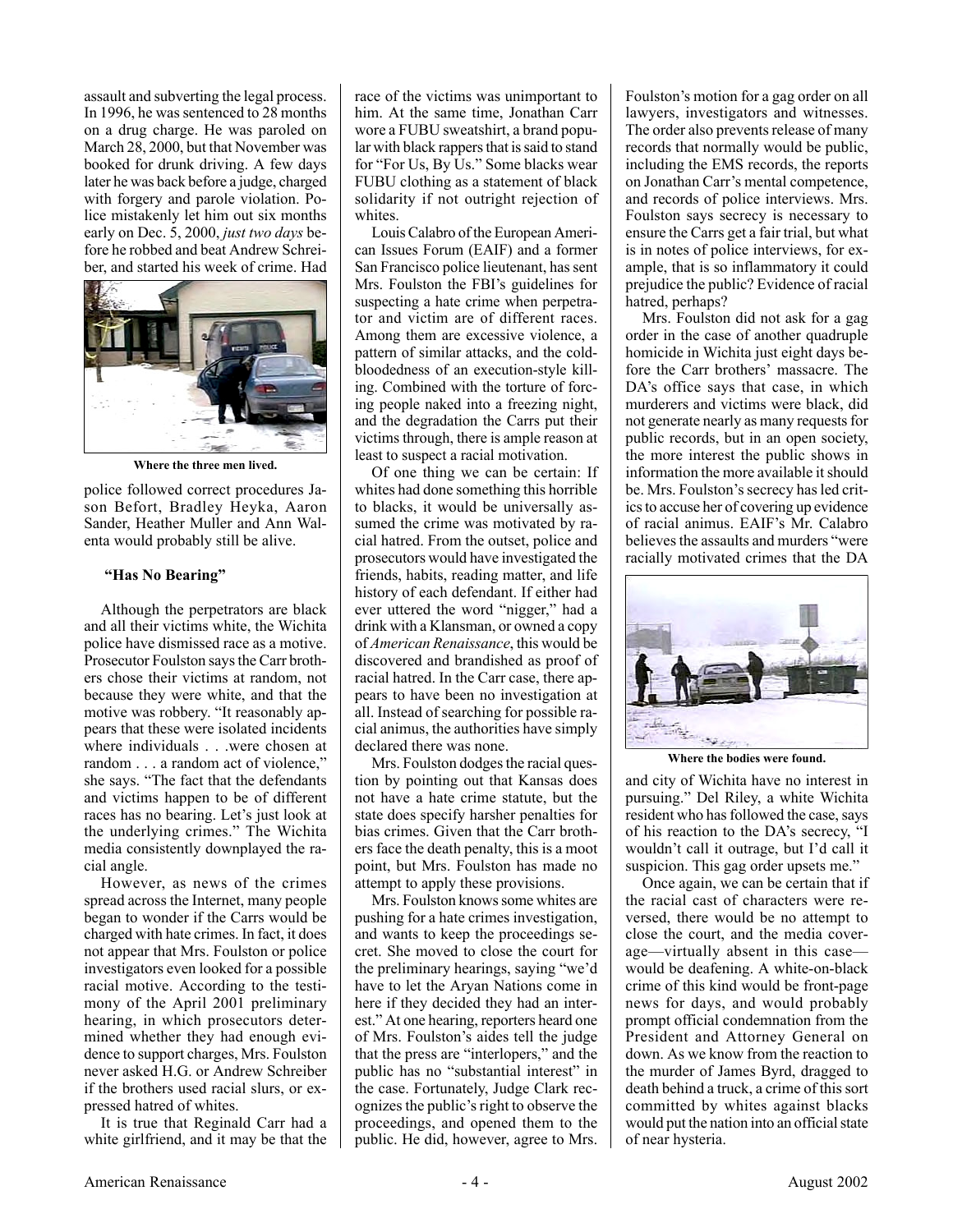assault and subverting the legal process. In 1996, he was sentenced to 28 months on a drug charge. He was paroled on March 28, 2000, but that November was booked for drunk driving. A few days later he was back before a judge, charged with forgery and parole violation. Police mistakenly let him out six months early on Dec. 5, 2000, *just two days* before he robbed and beat Andrew Schreiber, and started his week of crime. Had police followed correct procedures Jason Befort, Bradley Heyka, Aaron Sander, Heather Muller and Ann Walenta would probably still be alive.

**Where the three men lived.**

### "Has No Bearing"

Although the perpetrators are black and all their victims white, the Wichita police have dismissed race as a motive. Prosecutor Foulston says the Carr brothers chose their victims at random, not because they were white, and that the motive was robbery. "It reasonably appears that these were isolated incidents where individuals . . .were chosen at random . . . a random act of violence," she says. "The fact that the defendants and victims happen to be of different races has no bearing. Let's just look at the underlying crimes." The Wichita media consistently downplayed the racial angle.

However, as news of the crimes spread across the Internet, many people began to wonder if the Carrs would be charged with hate crimes. In fact, it does not appear that Mrs. Foulston or police investigators even looked for a possible racial motive. According to the testimony of the April 2001 preliminary hearing, in which prosecutors determined whether they had enough evidence to support charges, Mrs. Foulston never asked H.G. or Andrew Schreiber if the brothers used racial slurs, or expressed hatred of whites.

It is true that Reginald Carr had a white girlfriend, and it may be that the race of the victims was unimportant to him. At the same time, Jonathan Carr wore a FUBU sweatshirt, a brand popular with black rappers that is said to stand for "For Us, By Us." Some blacks wear FUBU clothing as a statement of black solidarity if not outright rejection of whites.

Louis Calabro of the European American Issues Forum (EAIF) and a former San Francisco police lieutenant, has sent Mrs. Foulston the FBI's guidelines for suspecting a hate crime when perpetrator and victim are of different races. Among them are excessive violence, a pattern of similar attacks, and the cold-bloodedness of an execution-style killing. Combined with the torture of forcing people naked into a freezing night, and the degradation the Carrs put their victims through, there is ample reason at least to suspect a racial motivation.

Of one thing we can be certain: If whites had done something this horrible to blacks, it would be universally assumed the crime was motivated by racial hatred. From the outset, police and prosecutors would have investigated the friends, habits, reading matter, and life history of each defendant. If either had ever uttered the word "nigger," had a drink with a Klansman, or owned a copy of *American Renaissance*, this would be discovered and brandished as proof of racial hatred. In the Carr case, there appears to have been no investigation at all. Instead of searching for possible racial animus, the authorities have simply declared there was none.

Mrs. Foulston dodges the racial question by pointing out that Kansas does not have a hate crime statute, but the state does specify harsher penalties for bias crimes. Given that the Carr brothers face the death penalty, this is a moot point, but Mrs. Foulston has made no attempt to apply these provisions.

Mrs. Foulston knows some whites are pushing for a hate crimes investigation, and wants to keep the proceedings secret. She moved to close the court for the preliminary hearings, saying "we'd have to let the Aryan Nations come in here if they decided they had an interest." At one hearing, reporters heard one of Mrs. Foulston's aides tell the judge that the press are "interlopers," and the public has no "substantial interest" in the case. Fortunately, Judge Clark recognizes the public's right to observe the proceedings, and opened them to the public. He did, however, agree to Mrs. Foulston's motion for a gag order on all lawyers, investigators and witnesses. The order also prevents release of many records that normally would be public, including the EMS records, the reports on Jonathan Carr's mental competence, and records of police interviews. Mrs. Foulston says secrecy is necessary to ensure the Carrs get a fair trial, but what is in notes of police interviews, for example, that is so inflammatory it could prejudice the public? Evidence of racial hatred, perhaps?

Mrs. Foulston did not ask for a gag order in the case of another quadruple homicide in Wichita just eight days before the Carr brothers' massacre. The DA's office says that case, in which murderers and victims were black, did not generate nearly as many requests for public records, but in an open society, the more interest the public shows in information the more available it should be. Mrs. Foulston's secrecy has led critics to accuse her of covering up evidence of racial animus. EAIF's Mr. Calabro believes the assaults and murders "were racially motivated crimes that the DA and city of Wichita have no interest in pursuing." Del Riley, a white Wichita resident who has followed the case, says of his reaction to the DA's secrecy, "I wouldn't call it outrage, but I'd call it suspicion. This gag order upsets me."

**Where the bodies were found.**

Once again, we can be certain that if the racial cast of characters were reversed, there would be no attempt to close the court, and the media coverage—virtually absent in this case—would be deafening. A white-on-black crime of this kind would be front-page news for days, and would probably prompt official condemnation from the President and Attorney General on down. As we know from the reaction to the murder of James Byrd, dragged to death behind a truck, a crime of this sort committed by whites against blacks would put the nation into an official state of near hysteria.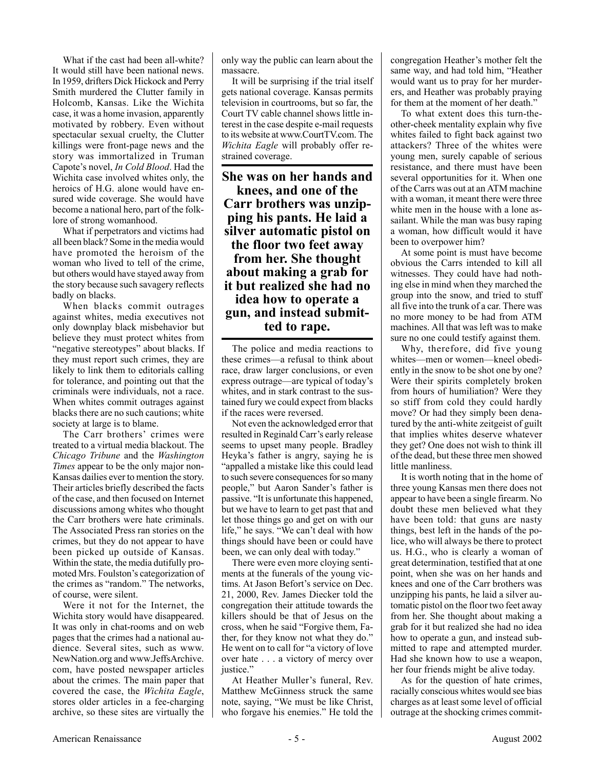What if the cast had been all-white? It would still have been national news. In 1959, drifters Dick Hickock and Perry Smith murdered the Clutter family in Holcomb, Kansas. Like the Wichita case, it was a home invasion, apparently motivated by robbery. Even without spectacular sexual cruelty, the Clutter killings were front-page news and the story was immortalized in Truman Capote's novel, *In Cold Blood*. Had the Wichita case involved whites only, the heroics of H.G. alone would have ensured wide coverage. She would have become a national hero, part of the folklore of strong womanhood.

What if perpetrators and victims had all been black? Some in the media would have promoted the heroism of the woman who lived to tell of the crime, but others would have stayed away from the story because such savagery reflects badly on blacks.

When blacks commit outrages against whites, media executives not only downplay black misbehavior but believe they must protect whites from "negative stereotypes" about blacks. If they must report such crimes, they are likely to link them to editorials calling for tolerance, and pointing out that the criminals were individuals, not a race. When whites commit outrages against blacks there are no such cautions; white society at large is to blame.

The Carr brothers' crimes were treated to a virtual media blackout. The *Chicago Tribune* and the *Washington Times* appear to be the only major non-Kansas dailies ever to mention the story. Their articles briefly described the facts of the case, and then focused on Internet discussions among whites who thought the Carr brothers were hate criminals. The Associated Press ran stories on the crimes, but they do not appear to have been picked up outside of Kansas. Within the state, the media dutifully promoted Mrs. Foulston's categorization of the crimes as "random." The networks, of course, were silent.

Were it not for the Internet, the Wichita story would have disappeared. It was only in chat-rooms and on web pages that the crimes had a national audience. Several sites, such as www.NewNation.org and www.JeffsArchive.com, have posted newspaper articles about the crimes. The main paper that covered the case, the *Wichita Eagle*, stores older articles in a fee-charging archive, so these sites are virtually the only way the public can learn about the massacre.

It will be surprising if the trial itself gets national coverage. Kansas permits television in courtrooms, but so far, the Court TV cable channel shows little interest in the case despite e-mail requests to its website at www.CourtTV.com. The *Wichita Eagle* will probably offer restrained coverage.

**She was on her hands and knees, and one of the Carr brothers was unzipping his pants. He laid a silver automatic pistol on the floor two feet away from her. She thought about making a grab for it but realized she had no idea how to operate a gun, and instead submitted to rape.**

The police and media reactions to these crimes—a refusal to think about race, draw larger conclusions, or even express outrage—are typical of today's whites, and in stark contrast to the sustained fury we could expect from blacks if the races were reversed.

Not even the acknowledged error that resulted in Reginald Carr's early release seems to upset many people. Bradley Heyka's father is angry, saying he is "appalled a mistake like this could lead to such severe consequences for so many people," but Aaron Sander's father is passive. "It is unfortunate this happened, but we have to learn to get past that and let those things go and get on with our life," he says. "We can't deal with how things should have been or could have been, we can only deal with today."

There were even more cloying sentiments at the funerals of the young victims. At Jason Befort's service on Dec. 21, 2000, Rev. James Diecker told the congregation their attitude towards the killers should be that of Jesus on the cross, when he said "Forgive them, Father, for they know not what they do." He went on to call for "a victory of love over hate . . . a victory of mercy over justice."

At Heather Muller's funeral, Rev. Matthew McGinness struck the same note, saying, "We must be like Christ, who forgave his enemies." He told the congregation Heather's mother felt the same way, and had told him, "Heather would want us to pray for her murderers, and Heather was probably praying for them at the moment of her death."

To what extent does this turn-the-other-cheek mentality explain why five whites failed to fight back against two attackers? Three of the whites were young men, surely capable of serious resistance, and there must have been several opportunities for it. When one of the Carrs was out at an ATM machine with a woman, it meant there were three white men in the house with a lone assailant. While the man was busy raping a woman, how difficult would it have been to overpower him?

At some point is must have become obvious the Carrs intended to kill all witnesses. They could have had nothing else in mind when they marched the group into the snow, and tried to stuff all five into the trunk of a car. There was no more money to be had from ATM machines. All that was left was to make sure no one could testify against them.

Why, therefore, did five young whites—men or women—kneel obediently in the snow to be shot one by one? Were their spirits completely broken from hours of humiliation? Were they so stiff from cold they could hardly move? Or had they simply been denatured by the anti-white zeitgeist of guilt that implies whites deserve whatever they get? One does not wish to think ill of the dead, but these three men showed little manliness.

It is worth noting that in the home of three young Kansas men there does not appear to have been a single firearm. No doubt these men believed what they have been told: that guns are nasty things, best left in the hands of the police, who will always be there to protect us. H.G., who is clearly a woman of great determination, testified that at one point, when she was on her hands and knees and one of the Carr brothers was unzipping his pants, he laid a silver automatic pistol on the floor two feet away from her. She thought about making a grab for it but realized she had no idea how to operate a gun, and instead submitted to rape and attempted murder. Had she known how to use a weapon, her four friends might be alive today.

As for the question of hate crimes, racially conscious whites would see bias charges as at least some level of official outrage at the shocking crimes commit-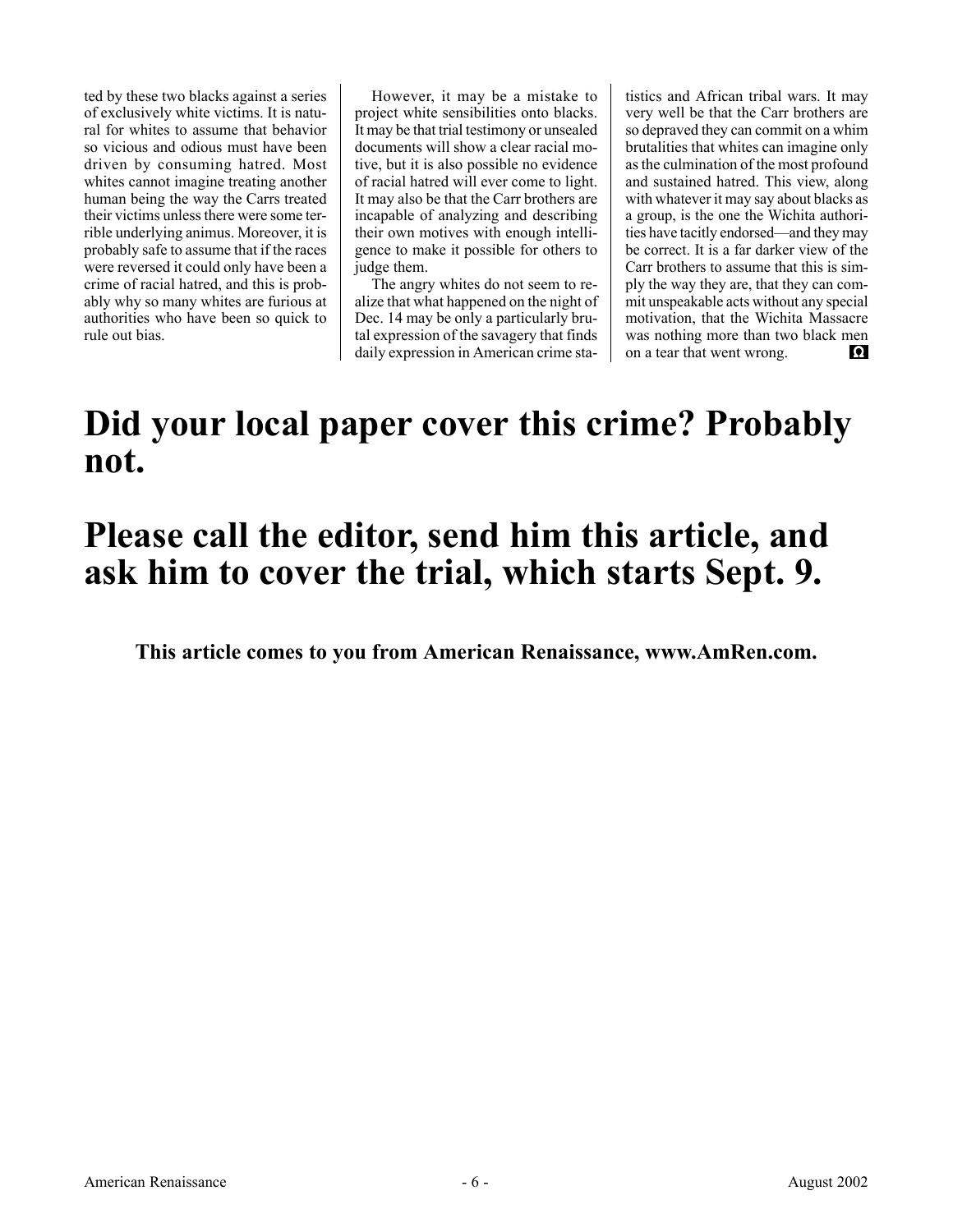ted by these two blacks against a series of exclusively white victims. It is natural for whites to assume that behavior so vicious and odious must have been driven by consuming hatred. Most whites cannot imagine treating another human being the way the Carrs treated their victims unless there were some terrible underlying animus. Moreover, it is probably safe to assume that if the races were reversed it could only have been a crime of racial hatred, and this is probably why so many whites are furious at authorities who have been so quick to rule out bias.

However, it may be a mistake to project white sensibilities onto blacks. It may be that trial testimony or unsealed documents will show a clear racial motive, but it is also possible no evidence of racial hatred will ever come to light. It may also be that the Carr brothers are incapable of analyzing and describing their own motives with enough intelligence to make it possible for others to judge them.

The angry whites do not seem to realize that what happened on the night of Dec. 14 may be only a particularly brutal expression of the savagery that finds daily expression in American crime statistics and African tribal wars. It may very well be that the Carr brothers are so depraved they can commit on a whim brutalities that whites can imagine only as the culmination of the most profound and sustained hatred. This view, along with whatever it may say about blacks as a group, is the one the Wichita authorities have tacitly endorsed—and they may be correct. It is a far darker view of the Carr brothers to assume that this is simply the way they are, that they can commit unspeakable acts without any special motivation, that the Wichita Massacre was nothing more than two black men on a tear that went wrong. Ω

# Did your local paper cover this crime? Probably not.

# Please call the editor, send him this article, and ask him to cover the trial, which starts Sept. 9.

**This article comes to you from American Renaissance, www.AmRen.com.**